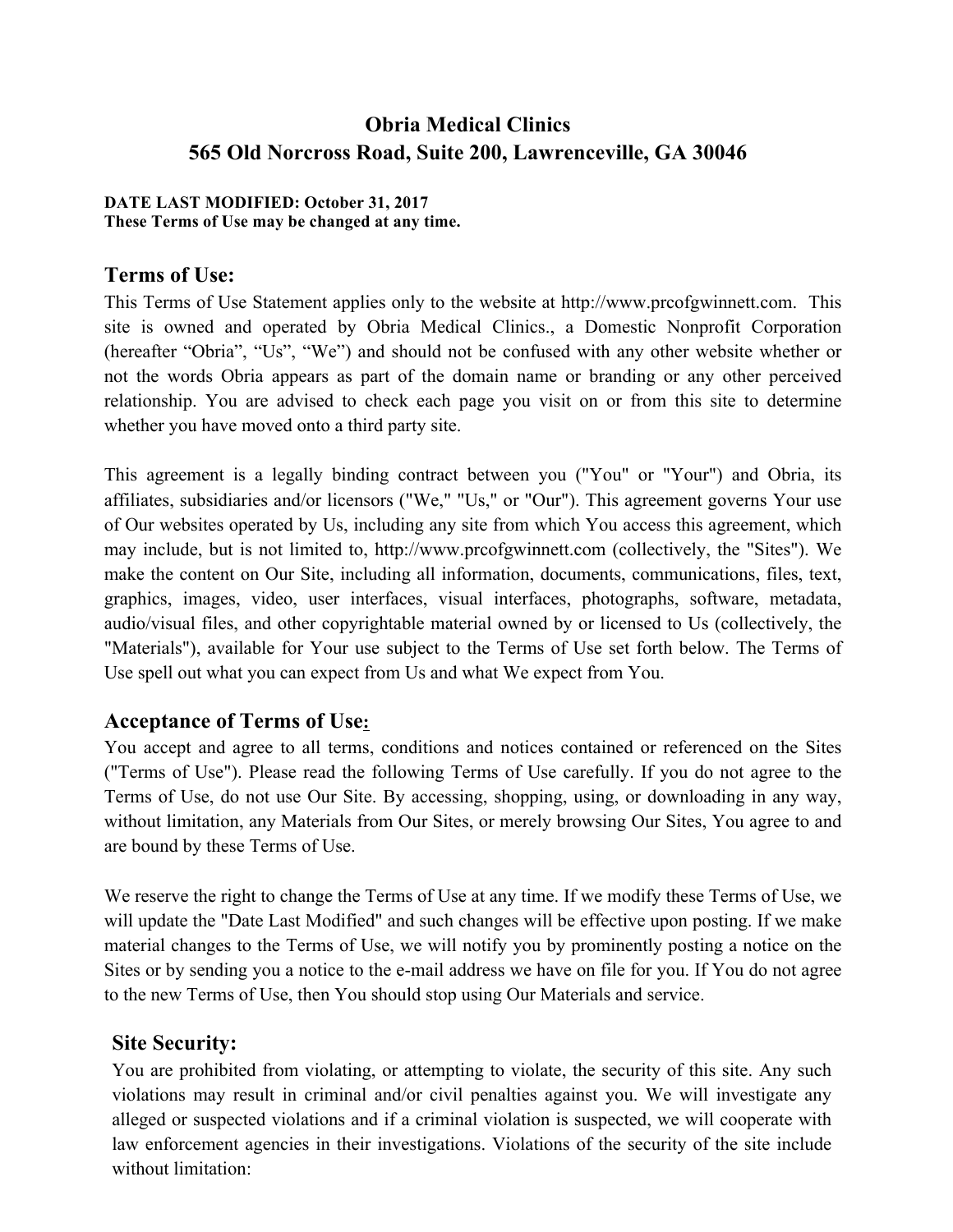# Obria Medical Clinics
# 565 Old Norcross Road, Suite 200, Lawrenceville, GA 30046

**DATE LAST MODIFIED: October 31, 2017**
**These Terms of Use may be changed at any time.**

## Terms of Use:

This Terms of Use Statement applies only to the website at http://www.prcofgwinnett.com. This site is owned and operated by Obria Medical Clinics., a Domestic Nonprofit Corporation (hereafter "Obria", "Us", "We") and should not be confused with any other website whether or not the words Obria appears as part of the domain name or branding or any other perceived relationship. You are advised to check each page you visit on or from this site to determine whether you have moved onto a third party site.

This agreement is a legally binding contract between you ("You" or "Your") and Obria, its affiliates, subsidiaries and/or licensors ("We," "Us," or "Our"). This agreement governs Your use of Our websites operated by Us, including any site from which You access this agreement, which may include, but is not limited to, http://www.prcofgwinnett.com (collectively, the "Sites"). We make the content on Our Site, including all information, documents, communications, files, text, graphics, images, video, user interfaces, visual interfaces, photographs, software, metadata, audio/visual files, and other copyrightable material owned by or licensed to Us (collectively, the "Materials"), available for Your use subject to the Terms of Use set forth below. The Terms of Use spell out what you can expect from Us and what We expect from You.

## Acceptance of Terms of Use:

You accept and agree to all terms, conditions and notices contained or referenced on the Sites ("Terms of Use"). Please read the following Terms of Use carefully. If you do not agree to the Terms of Use, do not use Our Site. By accessing, shopping, using, or downloading in any way, without limitation, any Materials from Our Sites, or merely browsing Our Sites, You agree to and are bound by these Terms of Use.

We reserve the right to change the Terms of Use at any time. If we modify these Terms of Use, we will update the "Date Last Modified" and such changes will be effective upon posting. If we make material changes to the Terms of Use, we will notify you by prominently posting a notice on the Sites or by sending you a notice to the e-mail address we have on file for you. If You do not agree to the new Terms of Use, then You should stop using Our Materials and service.

## Site Security:

You are prohibited from violating, or attempting to violate, the security of this site. Any such violations may result in criminal and/or civil penalties against you. We will investigate any alleged or suspected violations and if a criminal violation is suspected, we will cooperate with law enforcement agencies in their investigations. Violations of the security of the site include without limitation: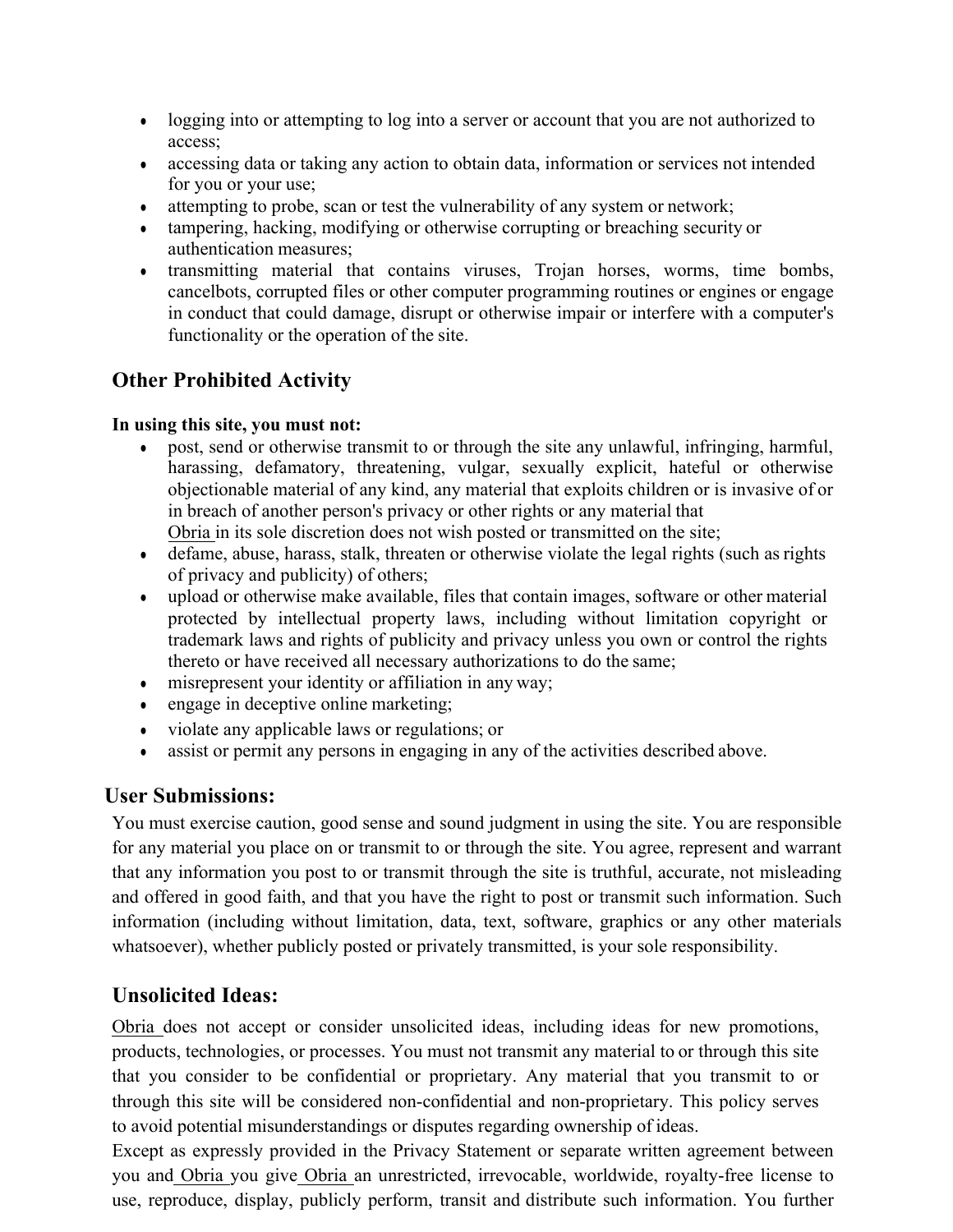- logging into or attempting to log into a server or account that you are not authorized to access;
- accessing data or taking any action to obtain data, information or services not intended for you or your use;
- attempting to probe, scan or test the vulnerability of any system or network;
- tampering, hacking, modifying or otherwise corrupting or breaching security or authentication measures;
- transmitting material that contains viruses, Trojan horses, worms, time bombs, cancelbots, corrupted files or other computer programming routines or engines or engage in conduct that could damage, disrupt or otherwise impair or interfere with a computer's functionality or the operation of the site.

## Other Prohibited Activity

**In using this site, you must not:**

- post, send or otherwise transmit to or through the site any unlawful, infringing, harmful, harassing, defamatory, threatening, vulgar, sexually explicit, hateful or otherwise objectionable material of any kind, any material that exploits children or is invasive of or in breach of another person's privacy or other rights or any material that Obria in its sole discretion does not wish posted or transmitted on the site;
- defame, abuse, harass, stalk, threaten or otherwise violate the legal rights (such as rights of privacy and publicity) of others;
- upload or otherwise make available, files that contain images, software or other material protected by intellectual property laws, including without limitation copyright or trademark laws and rights of publicity and privacy unless you own or control the rights thereto or have received all necessary authorizations to do the same;
- misrepresent your identity or affiliation in any way;
- engage in deceptive online marketing;
- violate any applicable laws or regulations; or
- assist or permit any persons in engaging in any of the activities described above.

## User Submissions:

You must exercise caution, good sense and sound judgment in using the site. You are responsible for any material you place on or transmit to or through the site. You agree, represent and warrant that any information you post to or transmit through the site is truthful, accurate, not misleading and offered in good faith, and that you have the right to post or transmit such information. Such information (including without limitation, data, text, software, graphics or any other materials whatsoever), whether publicly posted or privately transmitted, is your sole responsibility.

## Unsolicited Ideas:

Obria does not accept or consider unsolicited ideas, including ideas for new promotions, products, technologies, or processes. You must not transmit any material to or through this site that you consider to be confidential or proprietary. Any material that you transmit to or through this site will be considered non-confidential and non-proprietary. This policy serves to avoid potential misunderstandings or disputes regarding ownership of ideas.

Except as expressly provided in the Privacy Statement or separate written agreement between you and Obria you give Obria an unrestricted, irrevocable, worldwide, royalty-free license to use, reproduce, display, publicly perform, transit and distribute such information. You further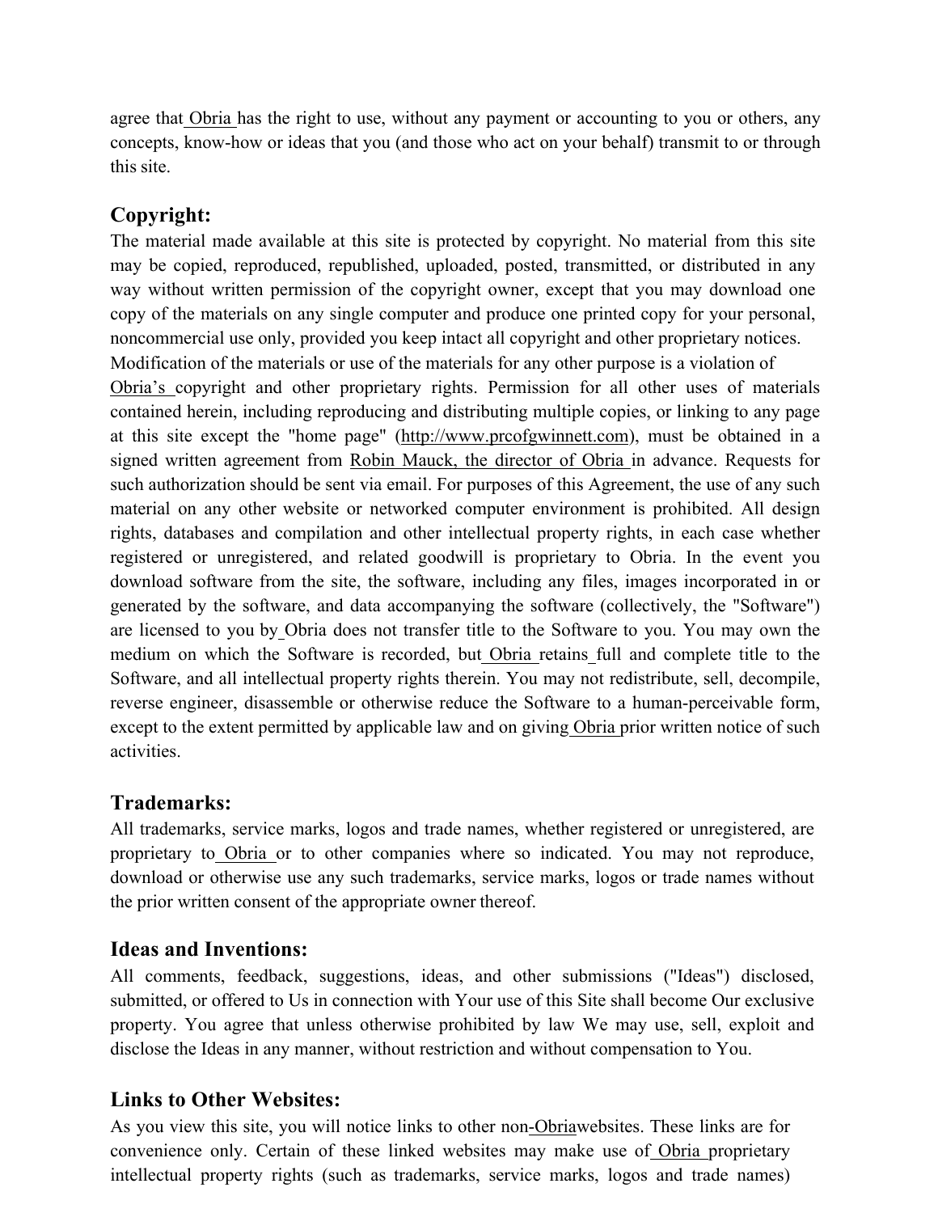agree that Obria has the right to use, without any payment or accounting to you or others, any concepts, know-how or ideas that you (and those who act on your behalf) transmit to or through this site.

## Copyright:

The material made available at this site is protected by copyright. No material from this site may be copied, reproduced, republished, uploaded, posted, transmitted, or distributed in any way without written permission of the copyright owner, except that you may download one copy of the materials on any single computer and produce one printed copy for your personal, noncommercial use only, provided you keep intact all copyright and other proprietary notices. Modification of the materials or use of the materials for any other purpose is a violation of Obria's copyright and other proprietary rights. Permission for all other uses of materials contained herein, including reproducing and distributing multiple copies, or linking to any page at this site except the "home page" (http://www.prcofgwinnett.com), must be obtained in a signed written agreement from Robin Mauck, the director of Obria in advance. Requests for such authorization should be sent via email. For purposes of this Agreement, the use of any such material on any other website or networked computer environment is prohibited. All design rights, databases and compilation and other intellectual property rights, in each case whether registered or unregistered, and related goodwill is proprietary to Obria. In the event you download software from the site, the software, including any files, images incorporated in or generated by the software, and data accompanying the software (collectively, the "Software") are licensed to you by Obria does not transfer title to the Software to you. You may own the medium on which the Software is recorded, but Obria retains full and complete title to the Software, and all intellectual property rights therein. You may not redistribute, sell, decompile, reverse engineer, disassemble or otherwise reduce the Software to a human-perceivable form, except to the extent permitted by applicable law and on giving Obria prior written notice of such activities.

## Trademarks:

All trademarks, service marks, logos and trade names, whether registered or unregistered, are proprietary to Obria or to other companies where so indicated. You may not reproduce, download or otherwise use any such trademarks, service marks, logos or trade names without the prior written consent of the appropriate owner thereof.

## Ideas and Inventions:

All comments, feedback, suggestions, ideas, and other submissions ("Ideas") disclosed, submitted, or offered to Us in connection with Your use of this Site shall become Our exclusive property. You agree that unless otherwise prohibited by law We may use, sell, exploit and disclose the Ideas in any manner, without restriction and without compensation to You.

## Links to Other Websites:

As you view this site, you will notice links to other non-Obriawebsites. These links are for convenience only. Certain of these linked websites may make use of Obria proprietary intellectual property rights (such as trademarks, service marks, logos and trade names)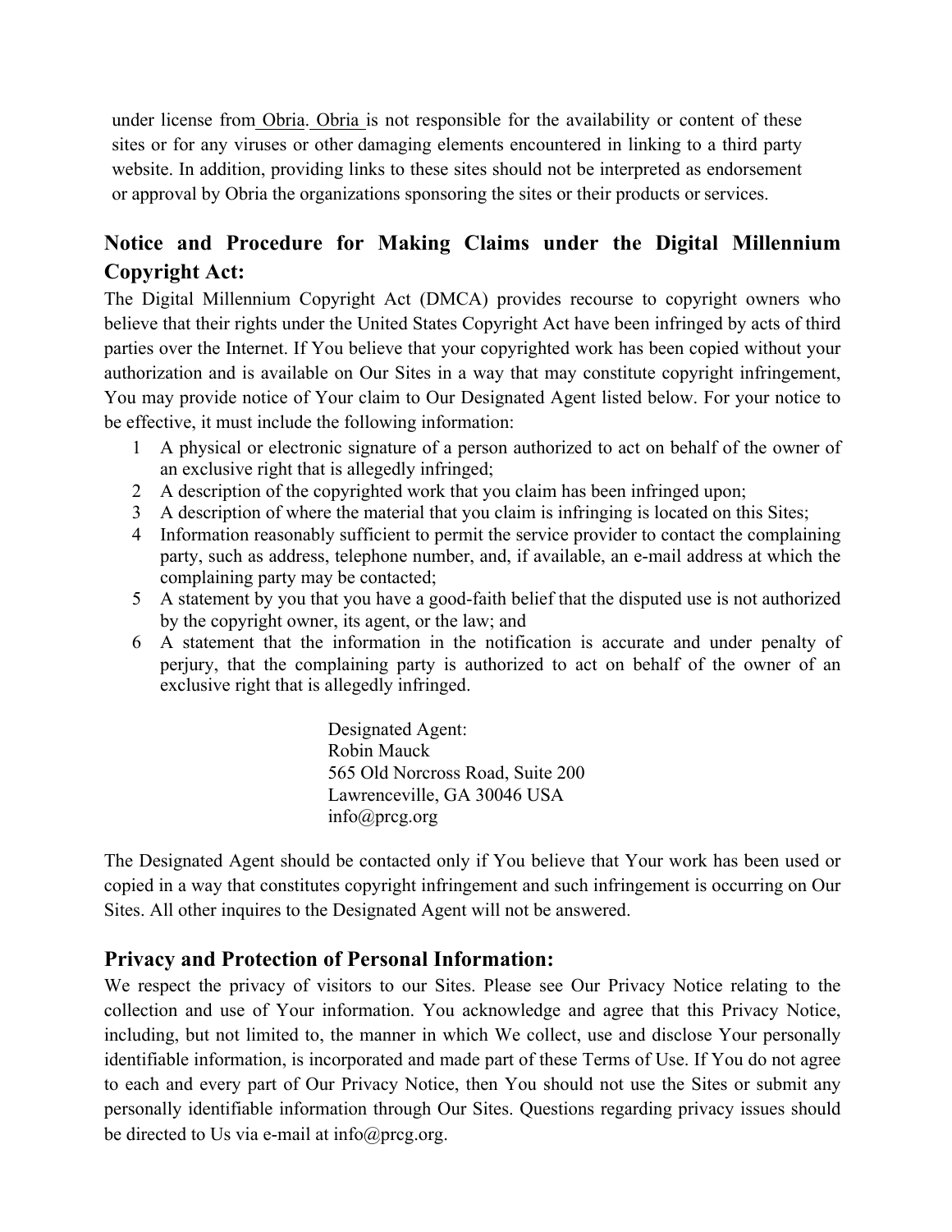under license from Obria. Obria is not responsible for the availability or content of these sites or for any viruses or other damaging elements encountered in linking to a third party website. In addition, providing links to these sites should not be interpreted as endorsement or approval by Obria the organizations sponsoring the sites or their products or services.

## Notice and Procedure for Making Claims under the Digital Millennium Copyright Act:

The Digital Millennium Copyright Act (DMCA) provides recourse to copyright owners who believe that their rights under the United States Copyright Act have been infringed by acts of third parties over the Internet. If You believe that your copyrighted work has been copied without your authorization and is available on Our Sites in a way that may constitute copyright infringement, You may provide notice of Your claim to Our Designated Agent listed below. For your notice to be effective, it must include the following information:

1. A physical or electronic signature of a person authorized to act on behalf of the owner of an exclusive right that is allegedly infringed;
2. A description of the copyrighted work that you claim has been infringed upon;
3. A description of where the material that you claim is infringing is located on this Sites;
4. Information reasonably sufficient to permit the service provider to contact the complaining party, such as address, telephone number, and, if available, an e-mail address at which the complaining party may be contacted;
5. A statement by you that you have a good-faith belief that the disputed use is not authorized by the copyright owner, its agent, or the law; and
6. A statement that the information in the notification is accurate and under penalty of perjury, that the complaining party is authorized to act on behalf of the owner of an exclusive right that is allegedly infringed.

Designated Agent:
Robin Mauck
565 Old Norcross Road, Suite 200
Lawrenceville, GA 30046 USA
info@prcg.org

The Designated Agent should be contacted only if You believe that Your work has been used or copied in a way that constitutes copyright infringement and such infringement is occurring on Our Sites. All other inquires to the Designated Agent will not be answered.

## Privacy and Protection of Personal Information:

We respect the privacy of visitors to our Sites. Please see Our Privacy Notice relating to the collection and use of Your information. You acknowledge and agree that this Privacy Notice, including, but not limited to, the manner in which We collect, use and disclose Your personally identifiable information, is incorporated and made part of these Terms of Use. If You do not agree to each and every part of Our Privacy Notice, then You should not use the Sites or submit any personally identifiable information through Our Sites. Questions regarding privacy issues should be directed to Us via e-mail at info@prcg.org.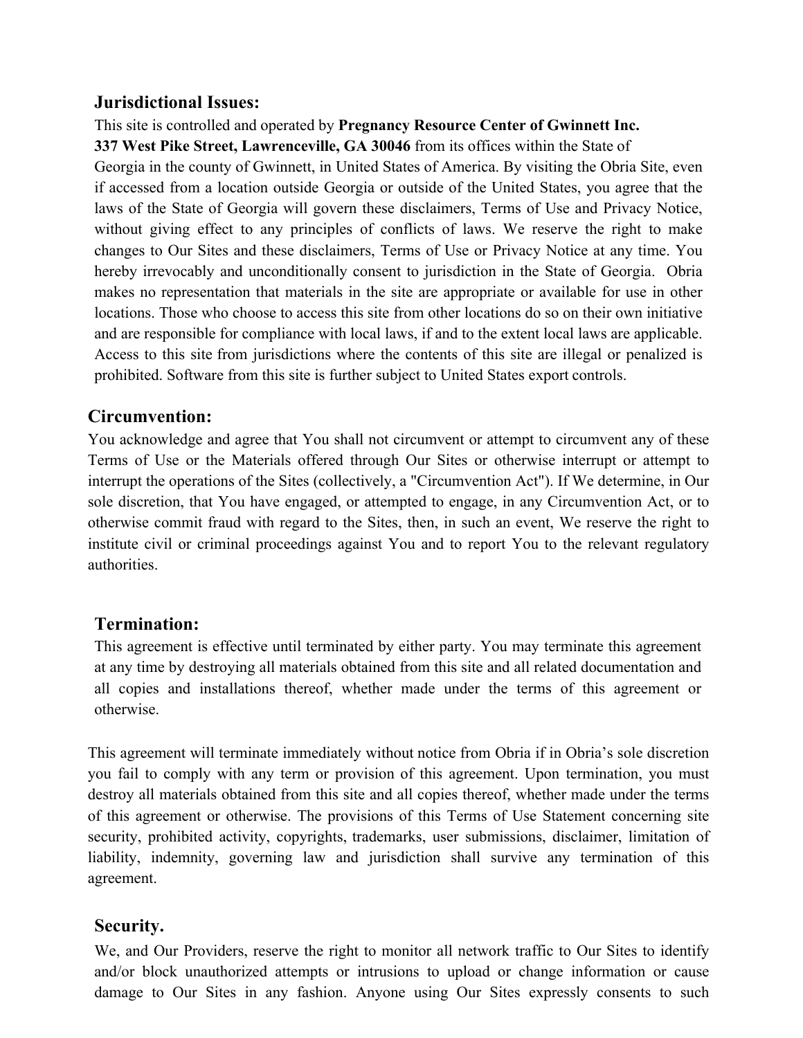## Jurisdictional Issues:

This site is controlled and operated by **Pregnancy Resource Center of Gwinnett Inc. 337 West Pike Street, Lawrenceville, GA 30046** from its offices within the State of Georgia in the county of Gwinnett, in United States of America. By visiting the Obria Site, even if accessed from a location outside Georgia or outside of the United States, you agree that the laws of the State of Georgia will govern these disclaimers, Terms of Use and Privacy Notice, without giving effect to any principles of conflicts of laws. We reserve the right to make changes to Our Sites and these disclaimers, Terms of Use or Privacy Notice at any time. You hereby irrevocably and unconditionally consent to jurisdiction in the State of Georgia. Obria makes no representation that materials in the site are appropriate or available for use in other locations. Those who choose to access this site from other locations do so on their own initiative and are responsible for compliance with local laws, if and to the extent local laws are applicable. Access to this site from jurisdictions where the contents of this site are illegal or penalized is prohibited. Software from this site is further subject to United States export controls.

## Circumvention:

You acknowledge and agree that You shall not circumvent or attempt to circumvent any of these Terms of Use or the Materials offered through Our Sites or otherwise interrupt or attempt to interrupt the operations of the Sites (collectively, a "Circumvention Act"). If We determine, in Our sole discretion, that You have engaged, or attempted to engage, in any Circumvention Act, or to otherwise commit fraud with regard to the Sites, then, in such an event, We reserve the right to institute civil or criminal proceedings against You and to report You to the relevant regulatory authorities.

## Termination:

This agreement is effective until terminated by either party. You may terminate this agreement at any time by destroying all materials obtained from this site and all related documentation and all copies and installations thereof, whether made under the terms of this agreement or otherwise.

This agreement will terminate immediately without notice from Obria if in Obria's sole discretion you fail to comply with any term or provision of this agreement. Upon termination, you must destroy all materials obtained from this site and all copies thereof, whether made under the terms of this agreement or otherwise. The provisions of this Terms of Use Statement concerning site security, prohibited activity, copyrights, trademarks, user submissions, disclaimer, limitation of liability, indemnity, governing law and jurisdiction shall survive any termination of this agreement.

## Security.

We, and Our Providers, reserve the right to monitor all network traffic to Our Sites to identify and/or block unauthorized attempts or intrusions to upload or change information or cause damage to Our Sites in any fashion. Anyone using Our Sites expressly consents to such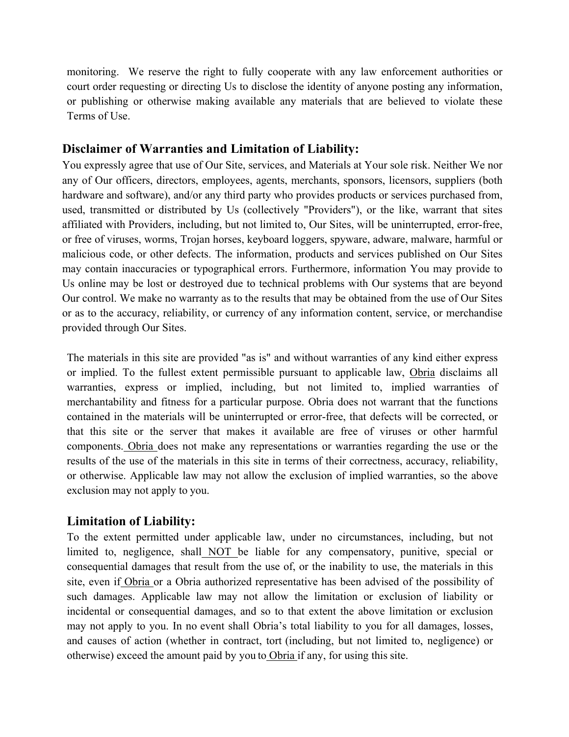monitoring. We reserve the right to fully cooperate with any law enforcement authorities or court order requesting or directing Us to disclose the identity of anyone posting any information, or publishing or otherwise making available any materials that are believed to violate these Terms of Use.

## Disclaimer of Warranties and Limitation of Liability:

You expressly agree that use of Our Site, services, and Materials at Your sole risk. Neither We nor any of Our officers, directors, employees, agents, merchants, sponsors, licensors, suppliers (both hardware and software), and/or any third party who provides products or services purchased from, used, transmitted or distributed by Us (collectively "Providers"), or the like, warrant that sites affiliated with Providers, including, but not limited to, Our Sites, will be uninterrupted, error-free, or free of viruses, worms, Trojan horses, keyboard loggers, spyware, adware, malware, harmful or malicious code, or other defects. The information, products and services published on Our Sites may contain inaccuracies or typographical errors. Furthermore, information You may provide to Us online may be lost or destroyed due to technical problems with Our systems that are beyond Our control. We make no warranty as to the results that may be obtained from the use of Our Sites or as to the accuracy, reliability, or currency of any information content, service, or merchandise provided through Our Sites.

The materials in this site are provided "as is" and without warranties of any kind either express or implied. To the fullest extent permissible pursuant to applicable law, Obria disclaims all warranties, express or implied, including, but not limited to, implied warranties of merchantability and fitness for a particular purpose. Obria does not warrant that the functions contained in the materials will be uninterrupted or error-free, that defects will be corrected, or that this site or the server that makes it available are free of viruses or other harmful components. Obria does not make any representations or warranties regarding the use or the results of the use of the materials in this site in terms of their correctness, accuracy, reliability, or otherwise. Applicable law may not allow the exclusion of implied warranties, so the above exclusion may not apply to you.

## Limitation of Liability:

To the extent permitted under applicable law, under no circumstances, including, but not limited to, negligence, shall NOT be liable for any compensatory, punitive, special or consequential damages that result from the use of, or the inability to use, the materials in this site, even if Obria or a Obria authorized representative has been advised of the possibility of such damages. Applicable law may not allow the limitation or exclusion of liability or incidental or consequential damages, and so to that extent the above limitation or exclusion may not apply to you. In no event shall Obria's total liability to you for all damages, losses, and causes of action (whether in contract, tort (including, but not limited to, negligence) or otherwise) exceed the amount paid by you to Obria if any, for using this site.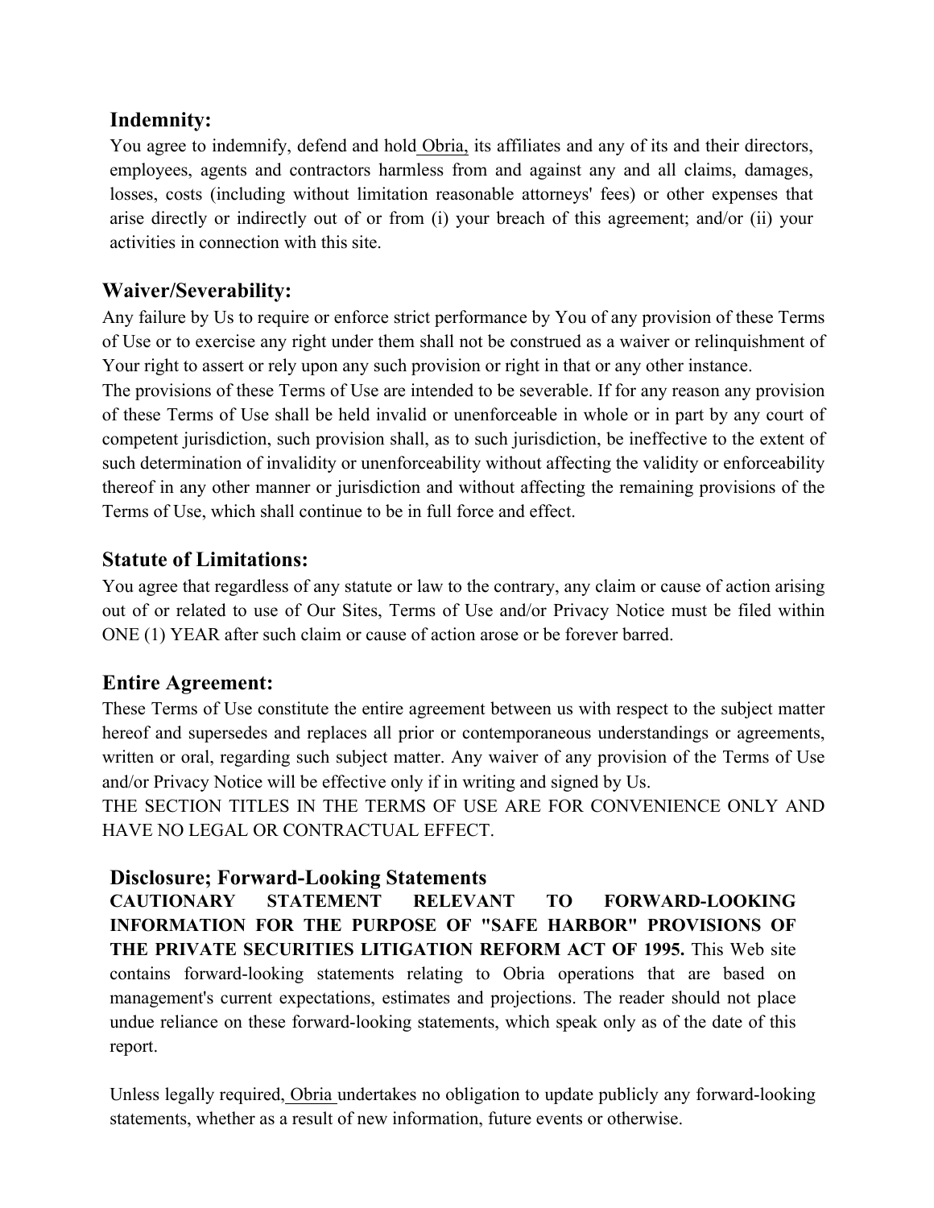## Indemnity:

You agree to indemnify, defend and hold Obria, its affiliates and any of its and their directors, employees, agents and contractors harmless from and against any and all claims, damages, losses, costs (including without limitation reasonable attorneys' fees) or other expenses that arise directly or indirectly out of or from (i) your breach of this agreement; and/or (ii) your activities in connection with this site.

## Waiver/Severability:

Any failure by Us to require or enforce strict performance by You of any provision of these Terms of Use or to exercise any right under them shall not be construed as a waiver or relinquishment of Your right to assert or rely upon any such provision or right in that or any other instance.

The provisions of these Terms of Use are intended to be severable. If for any reason any provision of these Terms of Use shall be held invalid or unenforceable in whole or in part by any court of competent jurisdiction, such provision shall, as to such jurisdiction, be ineffective to the extent of such determination of invalidity or unenforceability without affecting the validity or enforceability thereof in any other manner or jurisdiction and without affecting the remaining provisions of the Terms of Use, which shall continue to be in full force and effect.

## Statute of Limitations:

You agree that regardless of any statute or law to the contrary, any claim or cause of action arising out of or related to use of Our Sites, Terms of Use and/or Privacy Notice must be filed within ONE (1) YEAR after such claim or cause of action arose or be forever barred.

## Entire Agreement:

These Terms of Use constitute the entire agreement between us with respect to the subject matter hereof and supersedes and replaces all prior or contemporaneous understandings or agreements, written or oral, regarding such subject matter. Any waiver of any provision of the Terms of Use and/or Privacy Notice will be effective only if in writing and signed by Us.

THE SECTION TITLES IN THE TERMS OF USE ARE FOR CONVENIENCE ONLY AND HAVE NO LEGAL OR CONTRACTUAL EFFECT.

## Disclosure; Forward-Looking Statements

**CAUTIONARY STATEMENT RELEVANT TO FORWARD-LOOKING INFORMATION FOR THE PURPOSE OF "SAFE HARBOR" PROVISIONS OF THE PRIVATE SECURITIES LITIGATION REFORM ACT OF 1995.** This Web site contains forward-looking statements relating to Obria operations that are based on management's current expectations, estimates and projections. The reader should not place undue reliance on these forward-looking statements, which speak only as of the date of this report.

Unless legally required, Obria undertakes no obligation to update publicly any forward-looking statements, whether as a result of new information, future events or otherwise.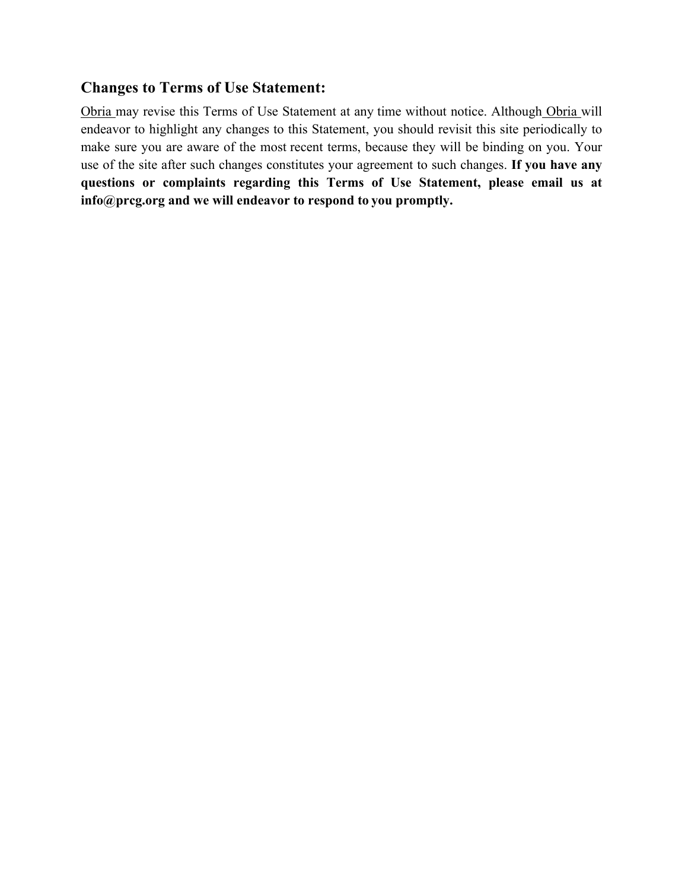## Changes to Terms of Use Statement:

Obria may revise this Terms of Use Statement at any time without notice. Although Obria will endeavor to highlight any changes to this Statement, you should revisit this site periodically to make sure you are aware of the most recent terms, because they will be binding on you. Your use of the site after such changes constitutes your agreement to such changes. **If you have any questions or complaints regarding this Terms of Use Statement, please email us at info@prcg.org and we will endeavor to respond to you promptly.**